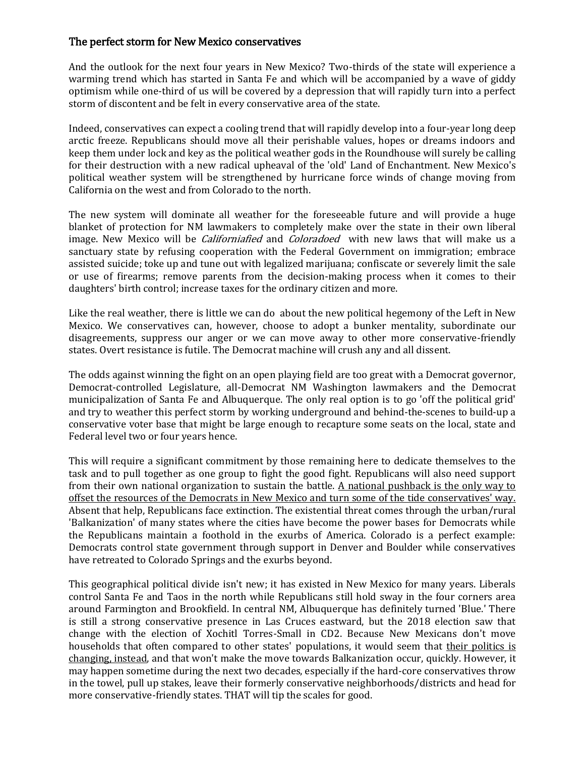## The perfect storm for New Mexico conservatives

And the outlook for the next four years in New Mexico? Two-thirds of the state will experience a warming trend which has started in Santa Fe and which will be accompanied by a wave of giddy optimism while one-third of us will be covered by a depression that will rapidly turn into a perfect storm of discontent and be felt in every conservative area of the state.

Indeed, conservatives can expect a cooling trend that will rapidly develop into a four-year long deep arctic freeze. Republicans should move all their perishable values, hopes or dreams indoors and keep them under lock and key as the political weather gods in the Roundhouse will surely be calling for their destruction with a new radical upheaval of the 'old' Land of Enchantment. New Mexico's political weather system will be strengthened by hurricane force winds of change moving from California on the west and from Colorado to the north.

The new system will dominate all weather for the foreseeable future and will provide a huge blanket of protection for NM lawmakers to completely make over the state in their own liberal image. New Mexico will be *Californiafied* and *Coloradoed* with new laws that will make us a sanctuary state by refusing cooperation with the Federal Government on immigration; embrace assisted suicide; toke up and tune out with legalized marijuana; confiscate or severely limit the sale or use of firearms; remove parents from the decision-making process when it comes to their daughters' birth control; increase taxes for the ordinary citizen and more.

Like the real weather, there is little we can do about the new political hegemony of the Left in New Mexico. We conservatives can, however, choose to adopt a bunker mentality, subordinate our disagreements, suppress our anger or we can move away to other more conservative-friendly states. Overt resistance is futile. The Democrat machine will crush any and all dissent.

The odds against winning the fight on an open playing field are too great with a Democrat governor, Democrat-controlled Legislature, all-Democrat NM Washington lawmakers and the Democrat municipalization of Santa Fe and Albuquerque. The only real option is to go 'off the political grid' and try to weather this perfect storm by working underground and behind-the-scenes to build-up a conservative voter base that might be large enough to recapture some seats on the local, state and Federal level two or four years hence.

This will require a significant commitment by those remaining here to dedicate themselves to the task and to pull together as one group to fight the good fight. Republicans will also need support from their own national organization to sustain the battle. <u>A national pushback is the only way to offset the resources of the Democrats in New Mexico and turn some of the tide conservatives' way.</u> Absent that help, Republicans face extinction. The existential threat comes through the urban/rural 'Balkanization' of many states where the cities have become the power bases for Democrats while the Republicans maintain a foothold in the exurbs of America. Colorado is a perfect example: Democrats control state government through support in Denver and Boulder while conservatives have retreated to Colorado Springs and the exurbs beyond.

This geographical political divide isn't new; it has existed in New Mexico for many years. Liberals control Santa Fe and Taos in the north while Republicans still hold sway in the four corners area around Farmington and Brookfield. In central NM, Albuquerque has definitely turned 'Blue.' There is still a strong conservative presence in Las Cruces eastward, but the 2018 election saw that change with the election of Xochitl Torres-Small in CD2. Because New Mexicans don't move households that often compared to other states' populations, it would seem that <u>their politics is changing, instead</u>, and that won't make the move towards Balkanization occur, quickly. However, it may happen sometime during the next two decades, especially if the hard-core conservatives throw in the towel, pull up stakes, leave their formerly conservative neighborhoods/districts and head for more conservative-friendly states. THAT will tip the scales for good.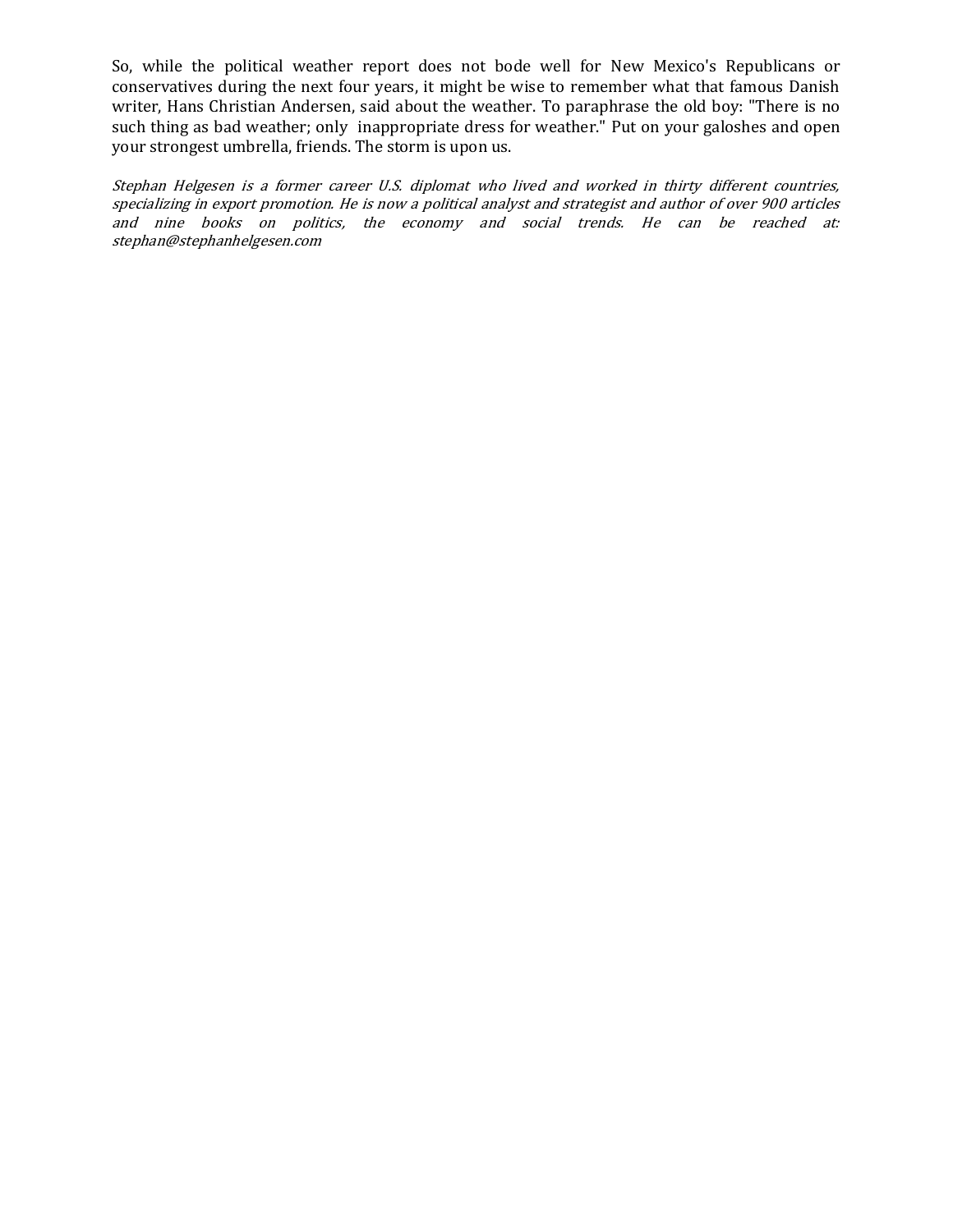So, while the political weather report does not bode well for New Mexico's Republicans or conservatives during the next four years, it might be wise to remember what that famous Danish writer, Hans Christian Andersen, said about the weather. To paraphrase the old boy: "There is no such thing as bad weather; only inappropriate dress for weather." Put on your galoshes and open your strongest umbrella, friends. The storm is upon us.

*Stephan Helgesen is a former career U.S. diplomat who lived and worked in thirty different countries, specializing in export promotion. He is now a political analyst and strategist and author of over 900 articles and nine books on politics, the economy and social trends. He can be reached at: stephan@stephanhelgesen.com*